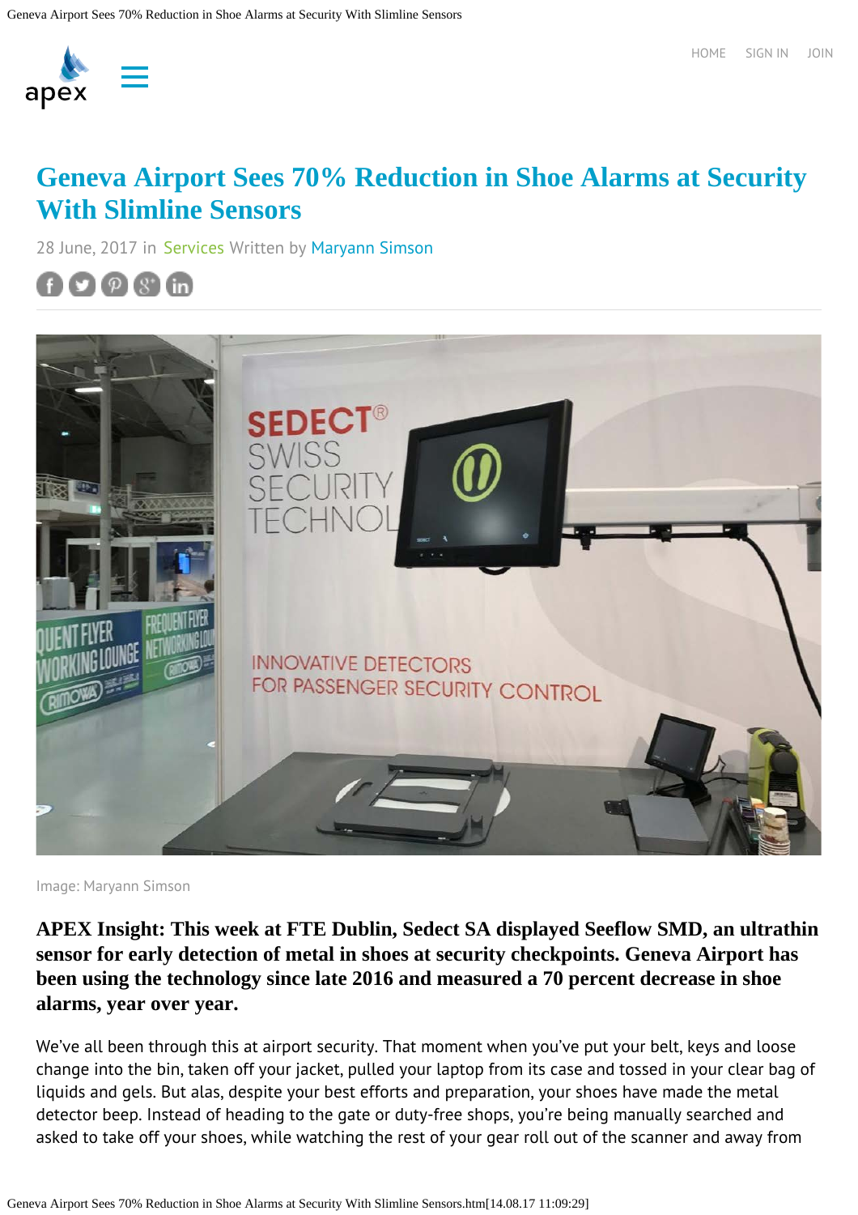# Geneva Airport Sees 70% Reduction in Shoe Alarms at Security With Slimline Sensors

28 June, 2017 in Services Written by Maryann Simson

Image: Maryann Simson

**APEX Insight: This week at FTE Dublin, Sedect SA displayed Seeflow SMD, an ultrathin sensor for early detection of metal in shoes at security checkpoints. Geneva Airport has been using the technology since late 2016 and measured a 70 percent decrease in shoe alarms, year over year.**

We've all been through this at airport security. That moment when you've put your belt, keys and loose change into the bin, taken off your jacket, pulled your laptop from its case and tossed in your clear bag of liquids and gels. But alas, despite your best efforts and preparation, your shoes have made the metal detector beep. Instead of heading to the gate or duty-free shops, you're being manually searched and asked to take off your shoes, while watching the rest of your gear roll out of the scanner and away from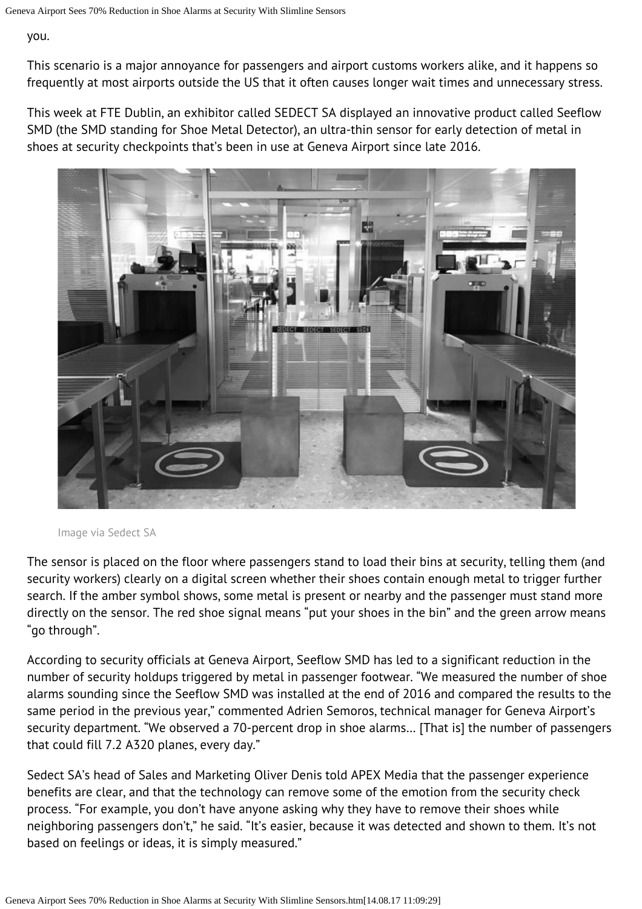you.

This scenario is a major annoyance for passengers and airport customs workers alike, and it happens so frequently at most airports outside the US that it often causes longer wait times and unnecessary stress.

This week at FTE Dublin, an exhibitor called SEDECT SA displayed an innovative product called Seeflow SMD (the SMD standing for Shoe Metal Detector), an ultra-thin sensor for early detection of metal in shoes at security checkpoints that's been in use at Geneva Airport since late 2016.

Image via Sedect SA

The sensor is placed on the floor where passengers stand to load their bins at security, telling them (and security workers) clearly on a digital screen whether their shoes contain enough metal to trigger further search. If the amber symbol shows, some metal is present or nearby and the passenger must stand more directly on the sensor. The red shoe signal means "put your shoes in the bin" and the green arrow means "go through".

According to security officials at Geneva Airport, Seeflow SMD has led to a significant reduction in the number of security holdups triggered by metal in passenger footwear. "We measured the number of shoe alarms sounding since the Seeflow SMD was installed at the end of 2016 and compared the results to the same period in the previous year," commented Adrien Semoros, technical manager for Geneva Airport's security department. "We observed a 70-percent drop in shoe alarms… [That is] the number of passengers that could fill 7.2 A320 planes, every day."

Sedect SA's head of Sales and Marketing Oliver Denis told APEX Media that the passenger experience benefits are clear, and that the technology can remove some of the emotion from the security check process. "For example, you don't have anyone asking why they have to remove their shoes while neighboring passengers don't," he said. "It's easier, because it was detected and shown to them. It's not based on feelings or ideas, it is simply measured."